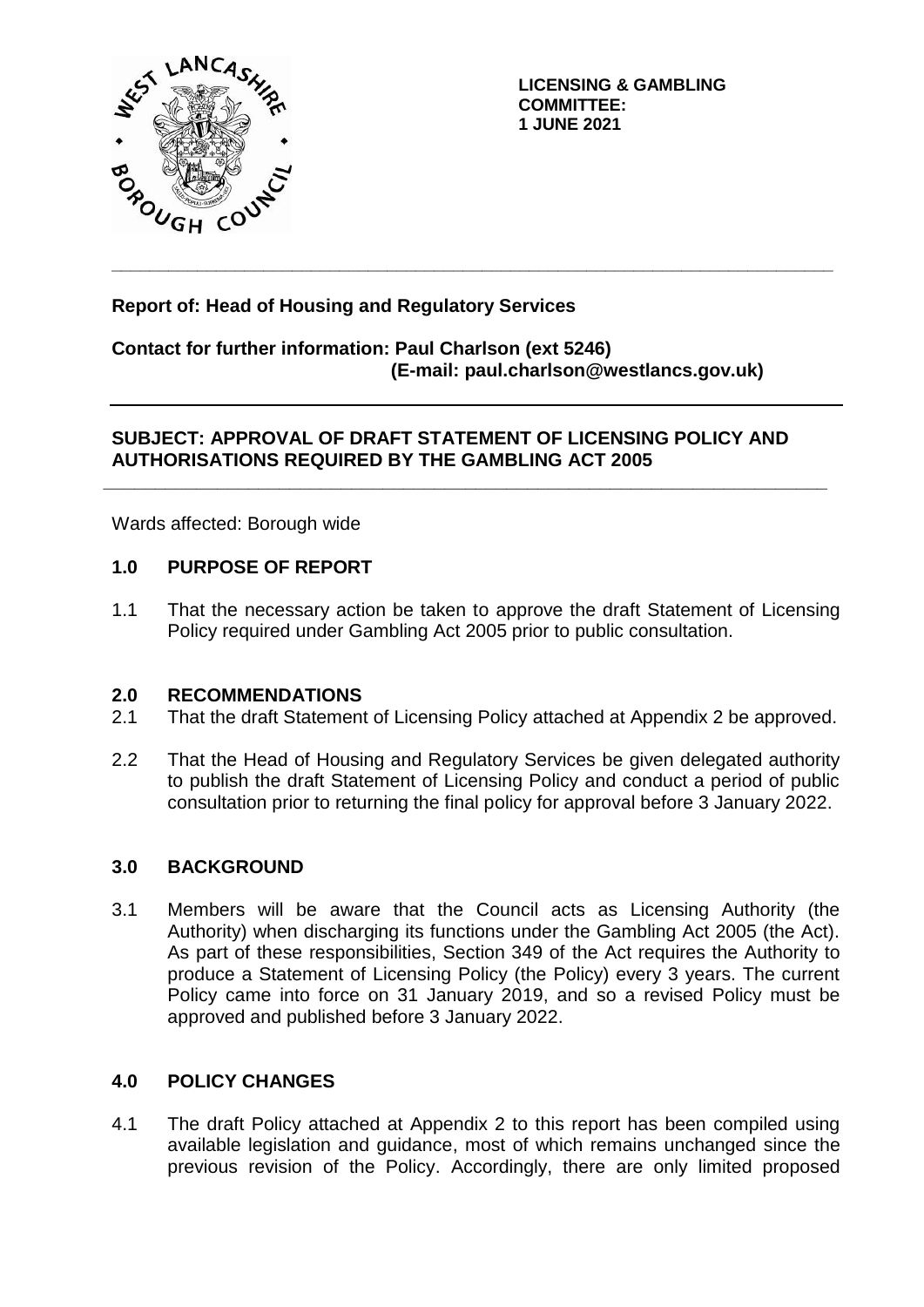**LICENSING & GAMBLING COMMITTEE:**
**1 JUNE 2021**

---

**Report of: Head of Housing and Regulatory Services**

**Contact for further information: Paul Charlson (ext 5246)**
**(E-mail: paul.charlson@westlancs.gov.uk)**

---

**SUBJECT: APPROVAL OF DRAFT STATEMENT OF LICENSING POLICY AND AUTHORISATIONS REQUIRED BY THE GAMBLING ACT 2005**

---

Wards affected: Borough wide

## 1.0 PURPOSE OF REPORT

1.1 That the necessary action be taken to approve the draft Statement of Licensing Policy required under Gambling Act 2005 prior to public consultation.

## 2.0 RECOMMENDATIONS

2.1 That the draft Statement of Licensing Policy attached at Appendix 2 be approved.

2.2 That the Head of Housing and Regulatory Services be given delegated authority to publish the draft Statement of Licensing Policy and conduct a period of public consultation prior to returning the final policy for approval before 3 January 2022.

## 3.0 BACKGROUND

3.1 Members will be aware that the Council acts as Licensing Authority (the Authority) when discharging its functions under the Gambling Act 2005 (the Act). As part of these responsibilities, Section 349 of the Act requires the Authority to produce a Statement of Licensing Policy (the Policy) every 3 years. The current Policy came into force on 31 January 2019, and so a revised Policy must be approved and published before 3 January 2022.

## 4.0 POLICY CHANGES

4.1 The draft Policy attached at Appendix 2 to this report has been compiled using available legislation and guidance, most of which remains unchanged since the previous revision of the Policy. Accordingly, there are only limited proposed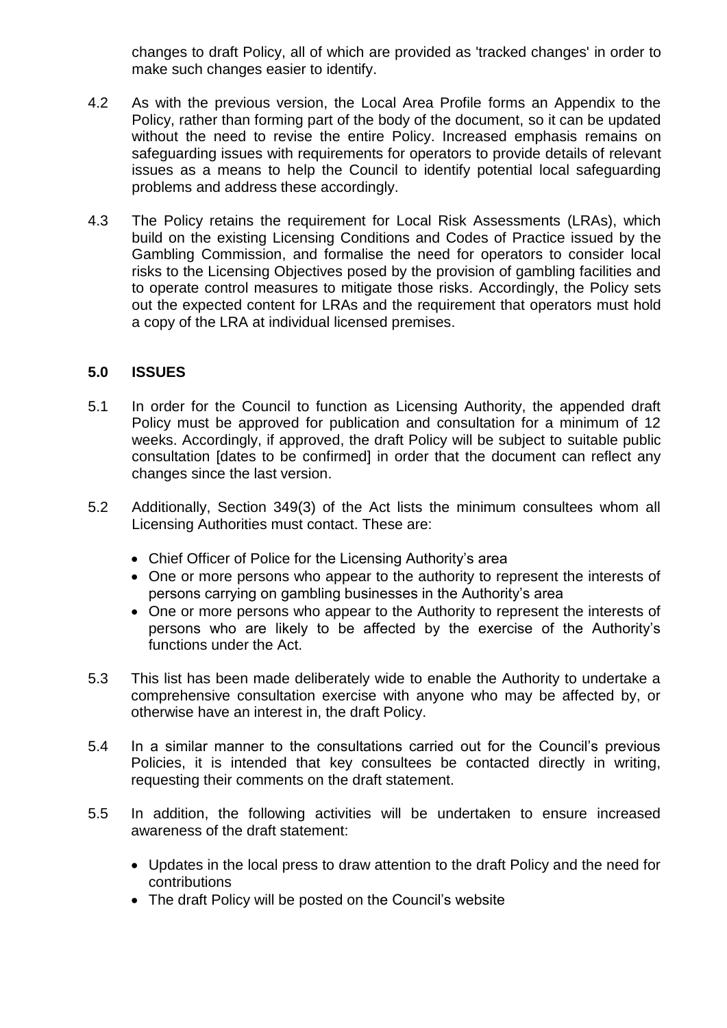changes to draft Policy, all of which are provided as 'tracked changes' in order to make such changes easier to identify.

4.2 As with the previous version, the Local Area Profile forms an Appendix to the Policy, rather than forming part of the body of the document, so it can be updated without the need to revise the entire Policy. Increased emphasis remains on safeguarding issues with requirements for operators to provide details of relevant issues as a means to help the Council to identify potential local safeguarding problems and address these accordingly.

4.3 The Policy retains the requirement for Local Risk Assessments (LRAs), which build on the existing Licensing Conditions and Codes of Practice issued by the Gambling Commission, and formalise the need for operators to consider local risks to the Licensing Objectives posed by the provision of gambling facilities and to operate control measures to mitigate those risks. Accordingly, the Policy sets out the expected content for LRAs and the requirement that operators must hold a copy of the LRA at individual licensed premises.

## 5.0 ISSUES

5.1 In order for the Council to function as Licensing Authority, the appended draft Policy must be approved for publication and consultation for a minimum of 12 weeks. Accordingly, if approved, the draft Policy will be subject to suitable public consultation [dates to be confirmed] in order that the document can reflect any changes since the last version.

5.2 Additionally, Section 349(3) of the Act lists the minimum consultees whom all Licensing Authorities must contact. These are:

- Chief Officer of Police for the Licensing Authority's area
- One or more persons who appear to the authority to represent the interests of persons carrying on gambling businesses in the Authority's area
- One or more persons who appear to the Authority to represent the interests of persons who are likely to be affected by the exercise of the Authority's functions under the Act.

5.3 This list has been made deliberately wide to enable the Authority to undertake a comprehensive consultation exercise with anyone who may be affected by, or otherwise have an interest in, the draft Policy.

5.4 In a similar manner to the consultations carried out for the Council's previous Policies, it is intended that key consultees be contacted directly in writing, requesting their comments on the draft statement.

5.5 In addition, the following activities will be undertaken to ensure increased awareness of the draft statement:

- Updates in the local press to draw attention to the draft Policy and the need for contributions
- The draft Policy will be posted on the Council's website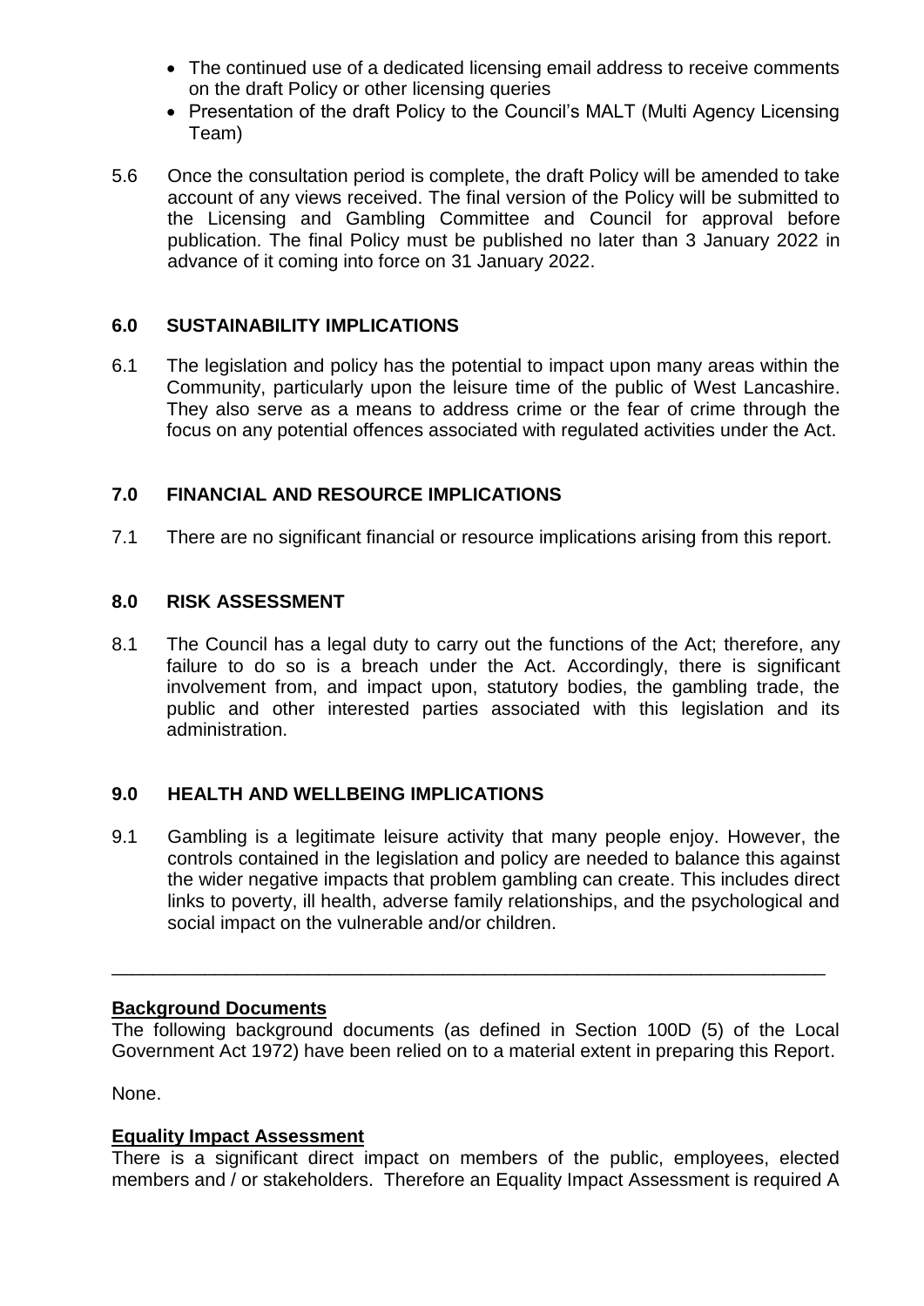- The continued use of a dedicated licensing email address to receive comments on the draft Policy or other licensing queries
- Presentation of the draft Policy to the Council's MALT (Multi Agency Licensing Team)

5.6 Once the consultation period is complete, the draft Policy will be amended to take account of any views received. The final version of the Policy will be submitted to the Licensing and Gambling Committee and Council for approval before publication. The final Policy must be published no later than 3 January 2022 in advance of it coming into force on 31 January 2022.

## 6.0 SUSTAINABILITY IMPLICATIONS

6.1 The legislation and policy has the potential to impact upon many areas within the Community, particularly upon the leisure time of the public of West Lancashire. They also serve as a means to address crime or the fear of crime through the focus on any potential offences associated with regulated activities under the Act.

## 7.0 FINANCIAL AND RESOURCE IMPLICATIONS

7.1 There are no significant financial or resource implications arising from this report.

## 8.0 RISK ASSESSMENT

8.1 The Council has a legal duty to carry out the functions of the Act; therefore, any failure to do so is a breach under the Act. Accordingly, there is significant involvement from, and impact upon, statutory bodies, the gambling trade, the public and other interested parties associated with this legislation and its administration.

## 9.0 HEALTH AND WELLBEING IMPLICATIONS

9.1 Gambling is a legitimate leisure activity that many people enjoy. However, the controls contained in the legislation and policy are needed to balance this against the wider negative impacts that problem gambling can create. This includes direct links to poverty, ill health, adverse family relationships, and the psychological and social impact on the vulnerable and/or children.

---

**Background Documents**

The following background documents (as defined in Section 100D (5) of the Local Government Act 1972) have been relied on to a material extent in preparing this Report.

None.

**Equality Impact Assessment**

There is a significant direct impact on members of the public, employees, elected members and / or stakeholders. Therefore an Equality Impact Assessment is required A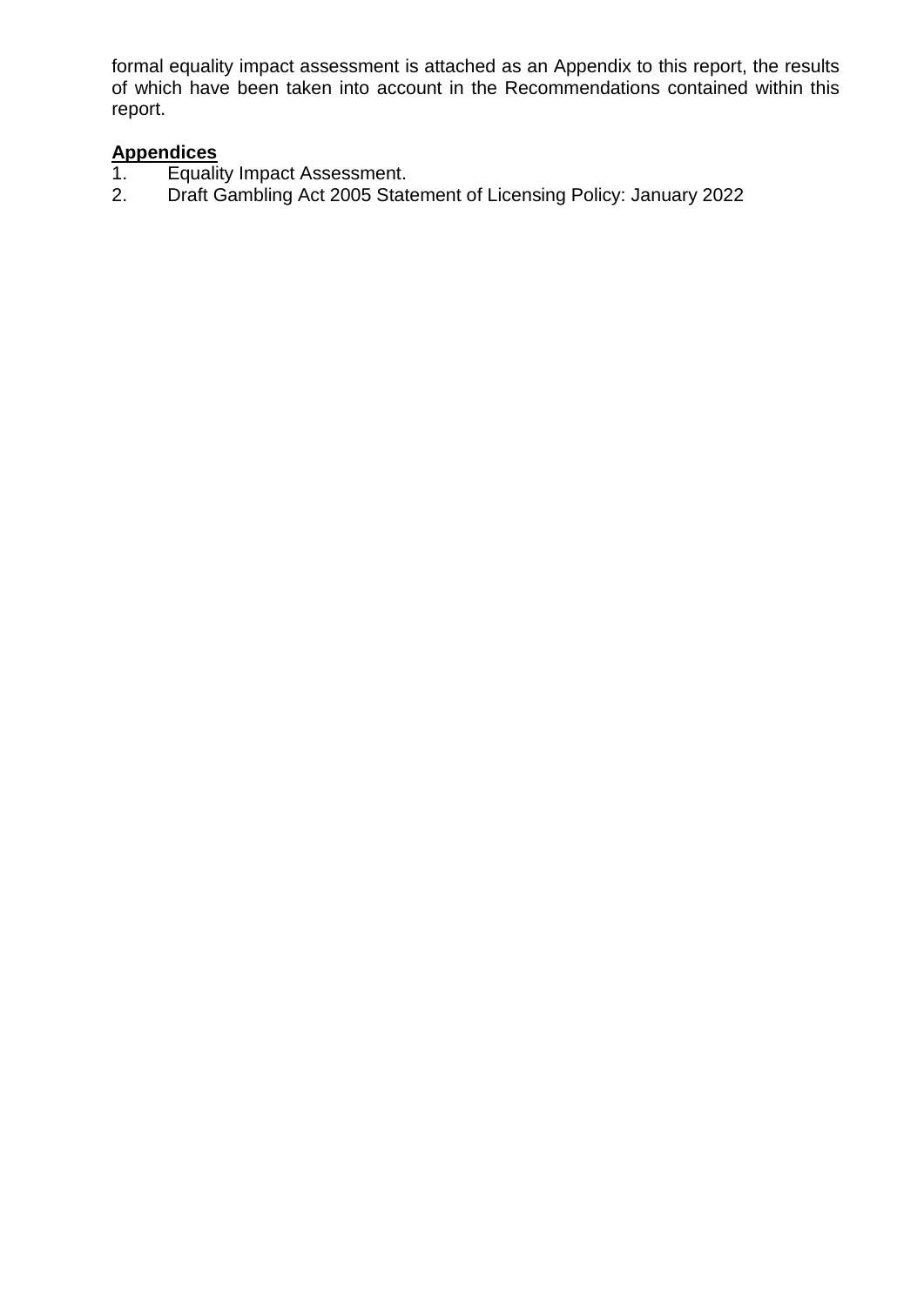formal equality impact assessment is attached as an Appendix to this report, the results of which have been taken into account in the Recommendations contained within this report.

**Appendices**

1. Equality Impact Assessment.
2. Draft Gambling Act 2005 Statement of Licensing Policy: January 2022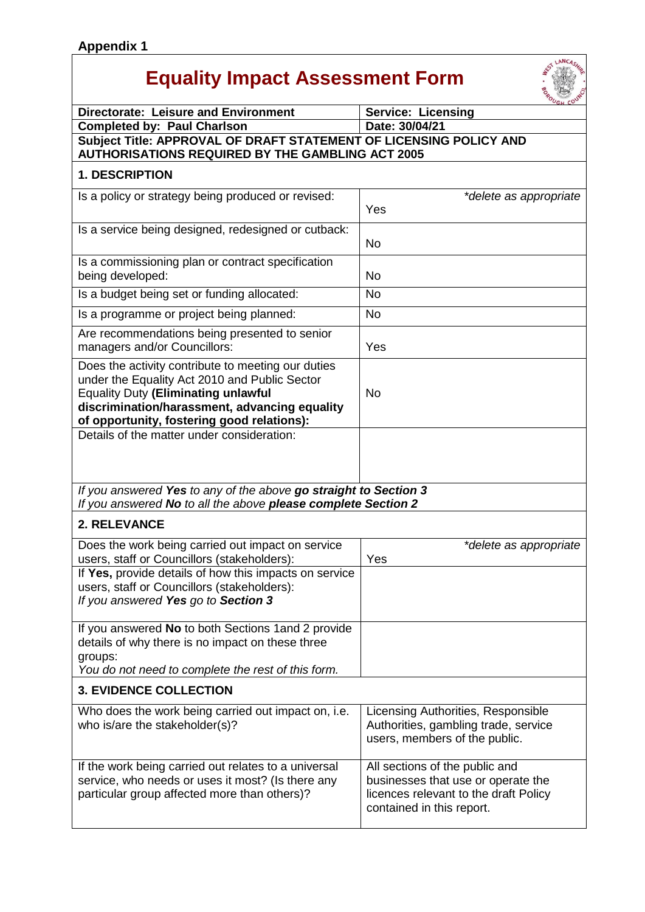**Appendix 1**

# Equality Impact Assessment Form

| **Directorate: Leisure and Environment** | **Service: Licensing** |
|---|---|
| **Completed by: Paul Charlson** | **Date: 30/04/21** |
| **Subject Title: APPROVAL OF DRAFT STATEMENT OF LICENSING POLICY AND AUTHORISATIONS REQUIRED BY THE GAMBLING ACT 2005** | |
| **1. DESCRIPTION** | |
| Is a policy or strategy being produced or revised: | *\*delete as appropriate* Yes |
| Is a service being designed, redesigned or cutback: | No |
| Is a commissioning plan or contract specification being developed: | No |
| Is a budget being set or funding allocated: | No |
| Is a programme or project being planned: | No |
| Are recommendations being presented to senior managers and/or Councillors: | Yes |
| Does the activity contribute to meeting our duties under the Equality Act 2010 and Public Sector Equality Duty **(Eliminating unlawful discrimination/harassment, advancing equality of opportunity, fostering good relations):** | No |
| Details of the matter under consideration: | |
| *If you answered **Yes** to any of the above **go straight to Section 3*** <br> *If you answered **No** to all the above **please complete Section 2*** | |
| **2. RELEVANCE** | |
| Does the work being carried out impact on service users, staff or Councillors (stakeholders): | *\*delete as appropriate* Yes |
| If **Yes,** provide details of how this impacts on service users, staff or Councillors (stakeholders): <br> *If you answered **Yes** go to **Section 3*** | |
| If you answered **No** to both Sections 1and 2 provide details of why there is no impact on these three groups: <br> *You do not need to complete the rest of this form.* | |
| **3. EVIDENCE COLLECTION** | |
| Who does the work being carried out impact on, i.e. who is/are the stakeholder(s)? | Licensing Authorities, Responsible Authorities, gambling trade, service users, members of the public. |
| If the work being carried out relates to a universal service, who needs or uses it most? (Is there any particular group affected more than others)? | All sections of the public and businesses that use or operate the licences relevant to the draft Policy contained in this report. |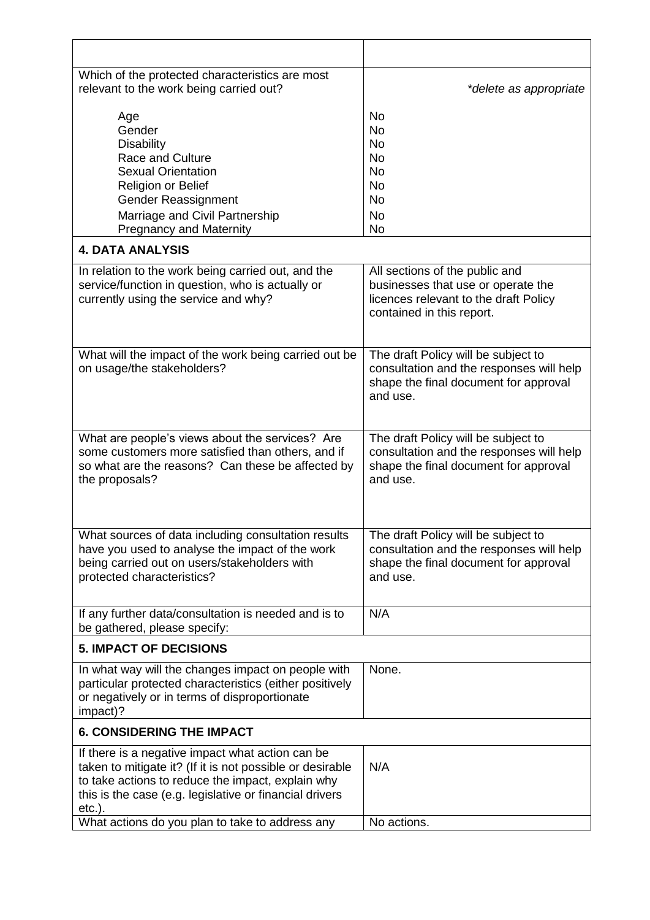| | |
|---|---|
| | |
| Which of the protected characteristics are most relevant to the work being carried out?<br><br>Age<br>Gender<br>Disability<br>Race and Culture<br>Sexual Orientation<br>Religion or Belief<br>Gender Reassignment<br>Marriage and Civil Partnership<br>Pregnancy and Maternity | *\*delete as appropriate*<br><br>No<br>No<br>No<br>No<br>No<br>No<br>No<br>No<br>No |
| **4. DATA ANALYSIS** | |
| In relation to the work being carried out, and the service/function in question, who is actually or currently using the service and why? | All sections of the public and businesses that use or operate the licences relevant to the draft Policy contained in this report. |
| What will the impact of the work being carried out be on usage/the stakeholders? | The draft Policy will be subject to consultation and the responses will help shape the final document for approval and use. |
| What are people's views about the services? Are some customers more satisfied than others, and if so what are the reasons? Can these be affected by the proposals? | The draft Policy will be subject to consultation and the responses will help shape the final document for approval and use. |
| What sources of data including consultation results have you used to analyse the impact of the work being carried out on users/stakeholders with protected characteristics? | The draft Policy will be subject to consultation and the responses will help shape the final document for approval and use. |
| If any further data/consultation is needed and is to be gathered, please specify: | N/A |
| **5. IMPACT OF DECISIONS** | |
| In what way will the changes impact on people with particular protected characteristics (either positively or negatively or in terms of disproportionate impact)? | None. |
| **6. CONSIDERING THE IMPACT** | |
| If there is a negative impact what action can be taken to mitigate it? (If it is not possible or desirable to take actions to reduce the impact, explain why this is the case (e.g. legislative or financial drivers etc.). | N/A |
| What actions do you plan to take to address any | No actions. |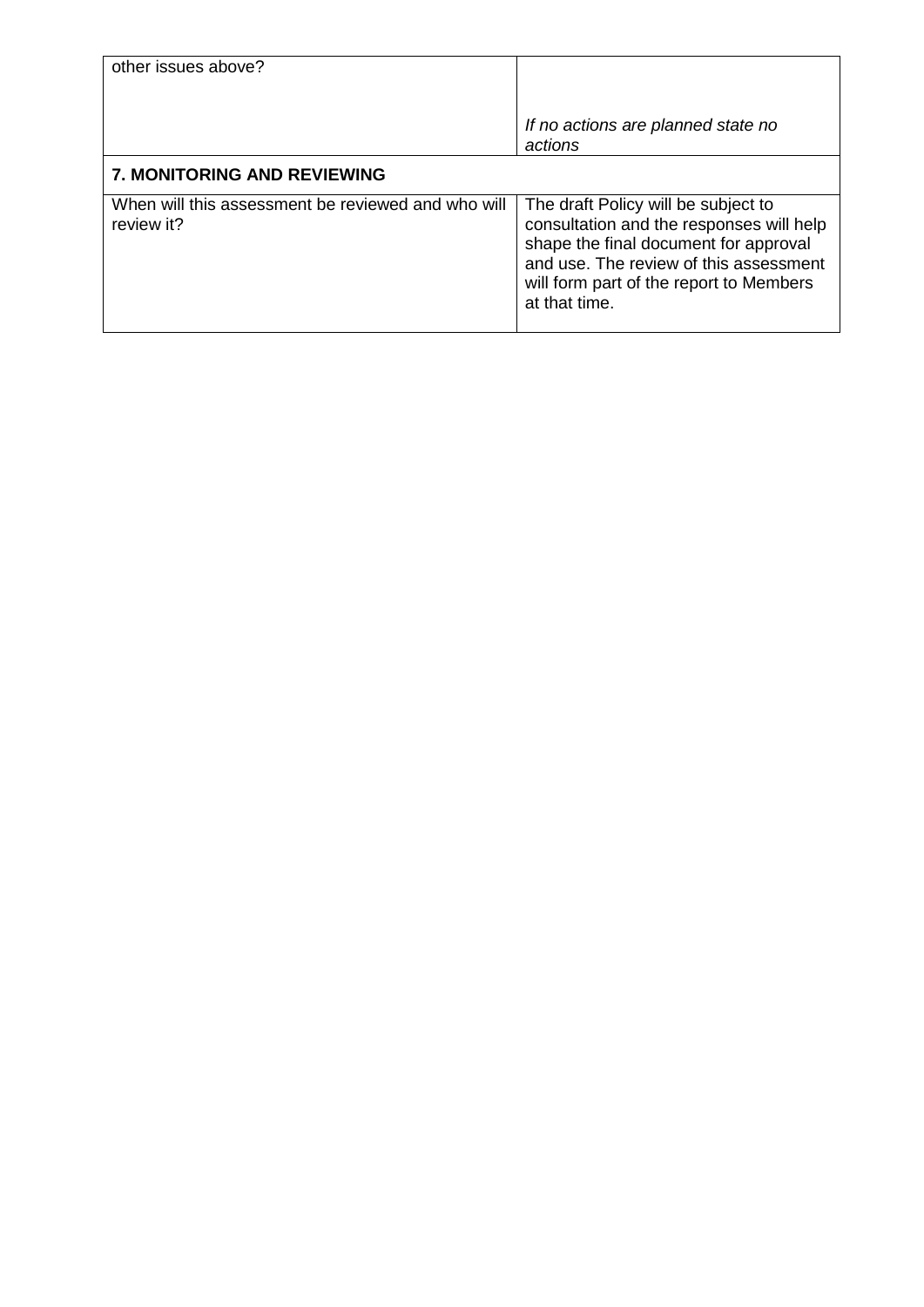| | |
|---|---|
| other issues above? | *If no actions are planned state no actions* |
| **7. MONITORING AND REVIEWING** | |
| When will this assessment be reviewed and who will review it? | The draft Policy will be subject to consultation and the responses will help shape the final document for approval and use. The review of this assessment will form part of the report to Members at that time. |